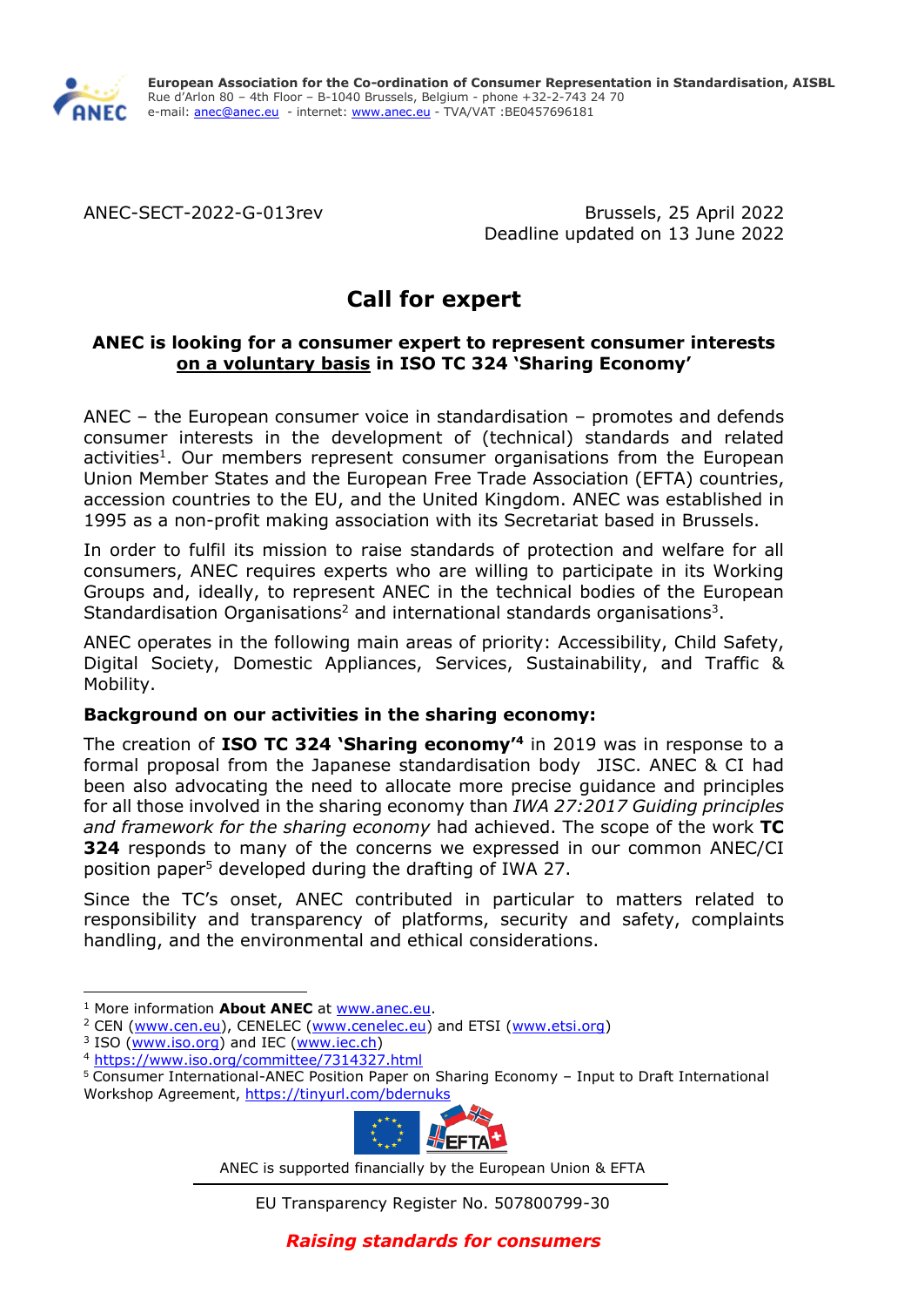**European Association for the Co-ordination of Consumer Representation in Standardisation, AISBL**
Rue d'Arlon 80 – 4th Floor – B-1040 Brussels, Belgium - phone +32-2-743 24 70
e-mail: anec@anec.eu - internet: www.anec.eu - TVA/VAT :BE0457696181

ANEC-SECT-2022-G-013rev

Brussels, 25 April 2022
Deadline updated on 13 June 2022

# Call for expert

### ANEC is looking for a consumer expert to represent consumer interests <u>on a voluntary basis</u> in ISO TC 324 'Sharing Economy'

ANEC – the European consumer voice in standardisation – promotes and defends consumer interests in the development of (technical) standards and related activities[1]. Our members represent consumer organisations from the European Union Member States and the European Free Trade Association (EFTA) countries, accession countries to the EU, and the United Kingdom. ANEC was established in 1995 as a non-profit making association with its Secretariat based in Brussels.

In order to fulfil its mission to raise standards of protection and welfare for all consumers, ANEC requires experts who are willing to participate in its Working Groups and, ideally, to represent ANEC in the technical bodies of the European Standardisation Organisations[2] and international standards organisations[3].

ANEC operates in the following main areas of priority: Accessibility, Child Safety, Digital Society, Domestic Appliances, Services, Sustainability, and Traffic & Mobility.

**Background on our activities in the sharing economy:**

The creation of **ISO TC 324 'Sharing economy'**[4] in 2019 was in response to a formal proposal from the Japanese standardisation body JISC. ANEC & CI had been also advocating the need to allocate more precise guidance and principles for all those involved in the sharing economy than *IWA 27:2017 Guiding principles and framework for the sharing economy* had achieved. The scope of the work **TC 324** responds to many of the concerns we expressed in our common ANEC/CI position paper[5] developed during the drafting of IWA 27.

Since the TC's onset, ANEC contributed in particular to matters related to responsibility and transparency of platforms, security and safety, complaints handling, and the environmental and ethical considerations.

---

[1] More information **About ANEC** at www.anec.eu.
[2] CEN (www.cen.eu), CENELEC (www.cenelec.eu) and ETSI (www.etsi.org)
[3] ISO (www.iso.org) and IEC (www.iec.ch)
[4] https://www.iso.org/committee/7314327.html
[5] Consumer International-ANEC Position Paper on Sharing Economy – Input to Draft International Workshop Agreement, https://tinyurl.com/bdernuks

ANEC is supported financially by the European Union & EFTA

EU Transparency Register No. 507800799-30

***Raising standards for consumers***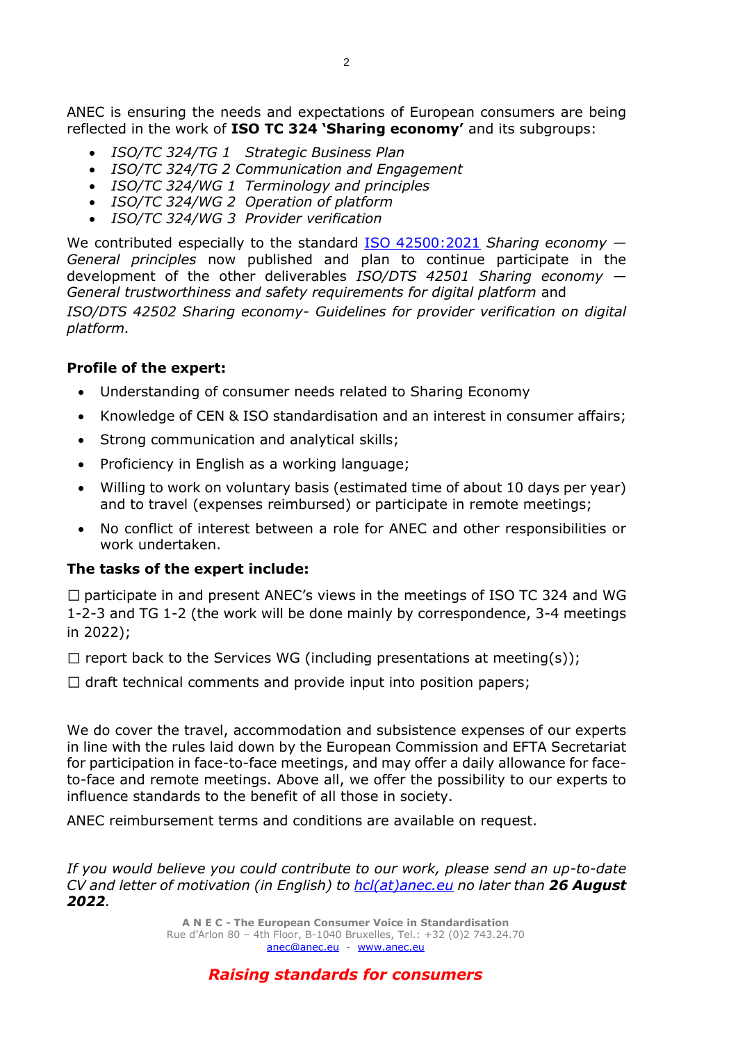ANEC is ensuring the needs and expectations of European consumers are being reflected in the work of **ISO TC 324 'Sharing economy'** and its subgroups:

- *ISO/TC 324/TG 1 Strategic Business Plan*
- *ISO/TC 324/TG 2 Communication and Engagement*
- *ISO/TC 324/WG 1 Terminology and principles*
- *ISO/TC 324/WG 2 Operation of platform*
- *ISO/TC 324/WG 3 Provider verification*

We contributed especially to the standard [ISO 42500:2021](#) *Sharing economy — General principles* now published and plan to continue participate in the development of the other deliverables *ISO/DTS 42501 Sharing economy — General trustworthiness and safety requirements for digital platform* and *ISO/DTS 42502 Sharing economy- Guidelines for provider verification on digital platform.*

**Profile of the expert:**

- Understanding of consumer needs related to Sharing Economy
- Knowledge of CEN & ISO standardisation and an interest in consumer affairs;
- Strong communication and analytical skills;
- Proficiency in English as a working language;
- Willing to work on voluntary basis (estimated time of about 10 days per year) and to travel (expenses reimbursed) or participate in remote meetings;
- No conflict of interest between a role for ANEC and other responsibilities or work undertaken.

**The tasks of the expert include:**

☐ participate in and present ANEC's views in the meetings of ISO TC 324 and WG 1-2-3 and TG 1-2 (the work will be done mainly by correspondence, 3-4 meetings in 2022);

☐ report back to the Services WG (including presentations at meeting(s));

☐ draft technical comments and provide input into position papers;

We do cover the travel, accommodation and subsistence expenses of our experts in line with the rules laid down by the European Commission and EFTA Secretariat for participation in face-to-face meetings, and may offer a daily allowance for face-to-face and remote meetings. Above all, we offer the possibility to our experts to influence standards to the benefit of all those in society.

ANEC reimbursement terms and conditions are available on request.

*If you would believe you could contribute to our work, please send an up-to-date CV and letter of motivation (in English) to [hcl(at)anec.eu](#) no later than **26 August 2022**.*

**A N E C - The European Consumer Voice in Standardisation**
Rue d'Arlon 80 – 4th Floor, B-1040 Bruxelles, Tel.: +32 (0)2 743.24.70
anec@anec.eu - www.anec.eu

***Raising standards for consumers***